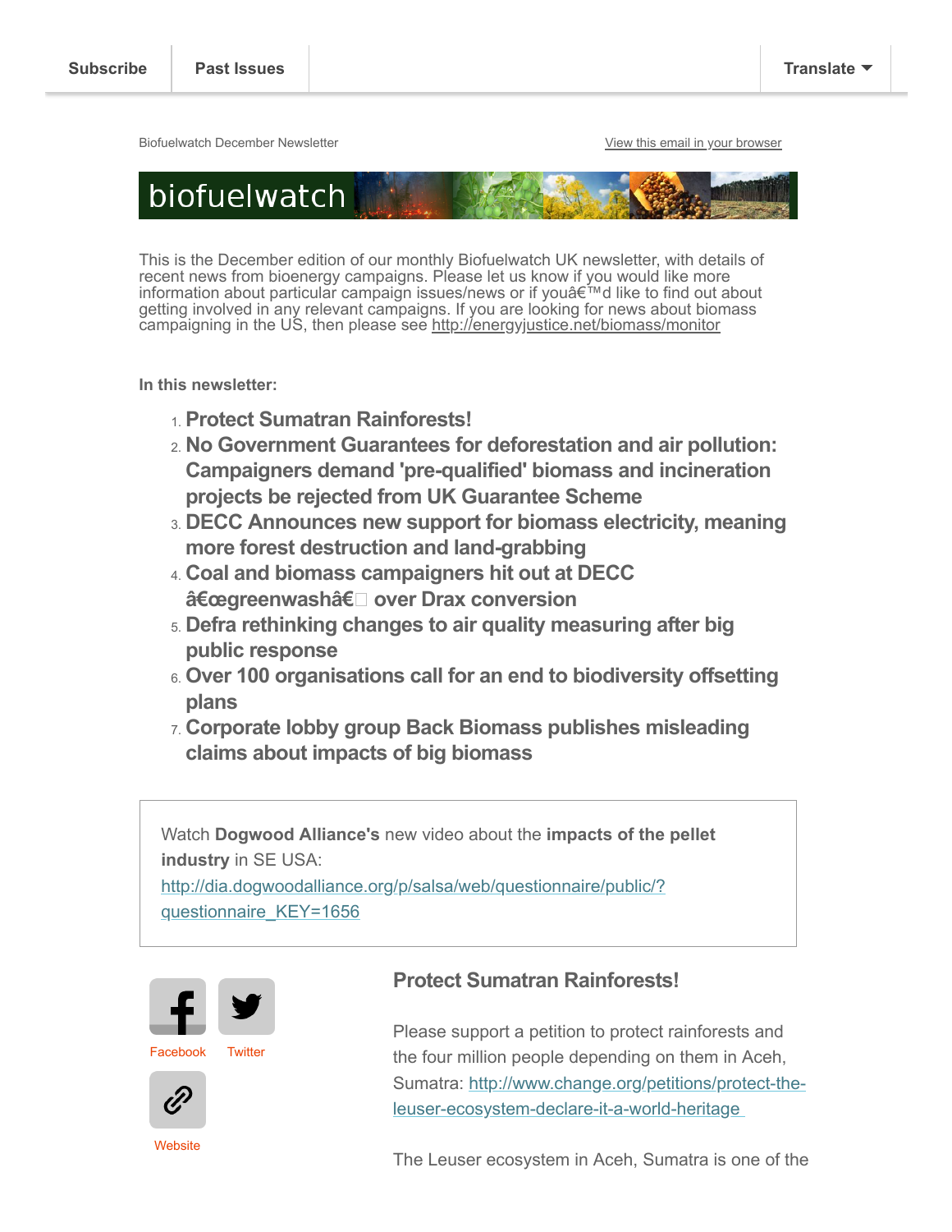Subscribe | Past Issues | Translate

Biofuelwatch December Newsletter

View this email in your browser

biofuelwatch

This is the December edition of our monthly Biofuelwatch UK newsletter, with details of recent news from bioenergy campaigns. Please let us know if you would like more information about particular campaign issues/news or if youâ€™d like to find out about getting involved in any relevant campaigns. If you are looking for news about biomass campaigning in the US, then please see http://energyjustice.net/biomass/monitor

**In this newsletter:**

1. **Protect Sumatran Rainforests!**
2. **No Government Guarantees for deforestation and air pollution: Campaigners demand 'pre-qualified' biomass and incineration projects be rejected from UK Guarantee Scheme**
3. **DECC Announces new support for biomass electricity, meaning more forest destruction and land-grabbing**
4. **Coal and biomass campaigners hit out at DECC â€œgreenwashâ€ over Drax conversion**
5. **Defra rethinking changes to air quality measuring after big public response**
6. **Over 100 organisations call for an end to biodiversity offsetting plans**
7. **Corporate lobby group Back Biomass publishes misleading claims about impacts of big biomass**

Watch **Dogwood Alliance's** new video about the **impacts of the pellet industry** in SE USA: http://dia.dogwoodalliance.org/p/salsa/web/questionnaire/public/?questionnaire_KEY=1656

Facebook Twitter Website

## Protect Sumatran Rainforests!

Please support a petition to protect rainforests and the four million people depending on them in Aceh, Sumatra: http://www.change.org/petitions/protect-the-leuser-ecosystem-declare-it-a-world-heritage

The Leuser ecosystem in Aceh, Sumatra is one of the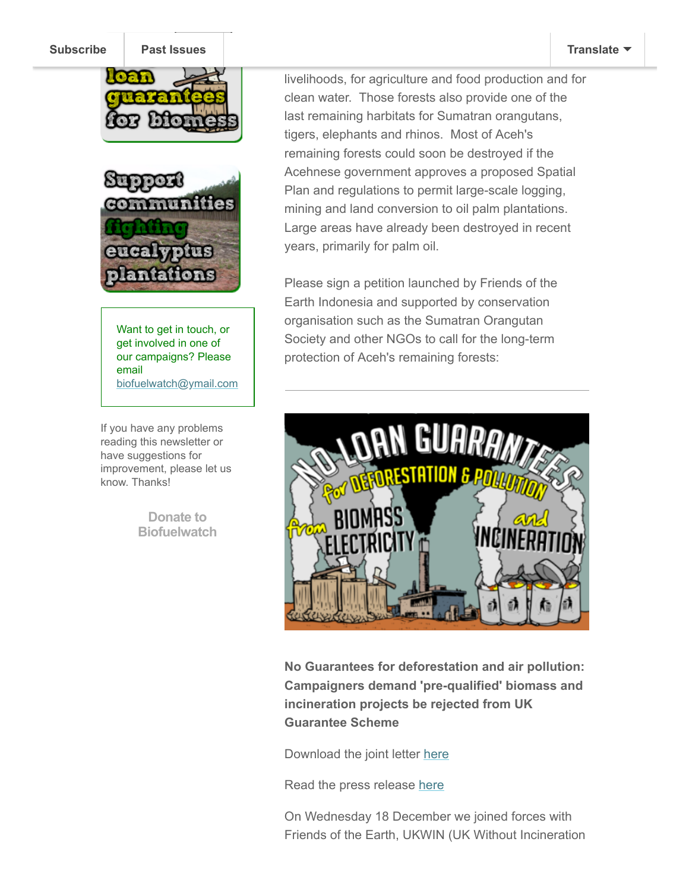Subscribe | Past Issues | Translate

Want to get in touch, or get involved in one of our campaigns? Please email biofuelwatch@ymail.com

If you have any problems reading this newsletter or have suggestions for improvement, please let us know. Thanks!

Donate to Biofuelwatch

livelihoods, for agriculture and food production and for clean water. Those forests also provide one of the last remaining harbitats for Sumatran orangutans, tigers, elephants and rhinos. Most of Aceh's remaining forests could soon be destroyed if the Acehnese government approves a proposed Spatial Plan and regulations to permit large-scale logging, mining and land conversion to oil palm plantations. Large areas have already been destroyed in recent years, primarily for palm oil.

Please sign a petition launched by Friends of the Earth Indonesia and supported by conservation organisation such as the Sumatran Orangutan Society and other NGOs to call for the long-term protection of Aceh's remaining forests:

---

**No Guarantees for deforestation and air pollution: Campaigners demand 'pre-qualified' biomass and incineration projects be rejected from UK Guarantee Scheme**

Download the joint letter here

Read the press release here

On Wednesday 18 December we joined forces with Friends of the Earth, UKWIN (UK Without Incineration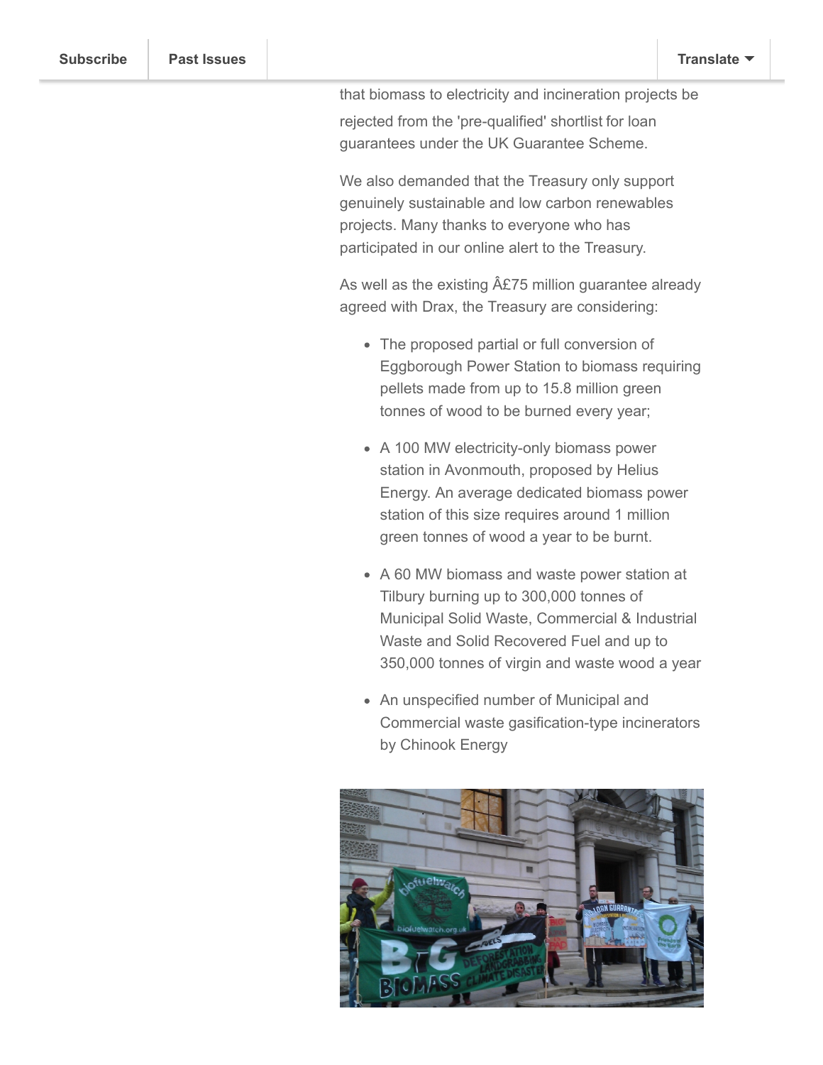that biomass to electricity and incineration projects be rejected from the 'pre-qualified' shortlist for loan guarantees under the UK Guarantee Scheme.

We also demanded that the Treasury only support genuinely sustainable and low carbon renewables projects. Many thanks to everyone who has participated in our online alert to the Treasury.

As well as the existing Â£75 million guarantee already agreed with Drax, the Treasury are considering:

- The proposed partial or full conversion of Eggborough Power Station to biomass requiring pellets made from up to 15.8 million green tonnes of wood to be burned every year;
- A 100 MW electricity-only biomass power station in Avonmouth, proposed by Helius Energy. An average dedicated biomass power station of this size requires around 1 million green tonnes of wood a year to be burnt.
- A 60 MW biomass and waste power station at Tilbury burning up to 300,000 tonnes of Municipal Solid Waste, Commercial & Industrial Waste and Solid Recovered Fuel and up to 350,000 tonnes of virgin and waste wood a year
- An unspecified number of Municipal and Commercial waste gasification-type incinerators by Chinook Energy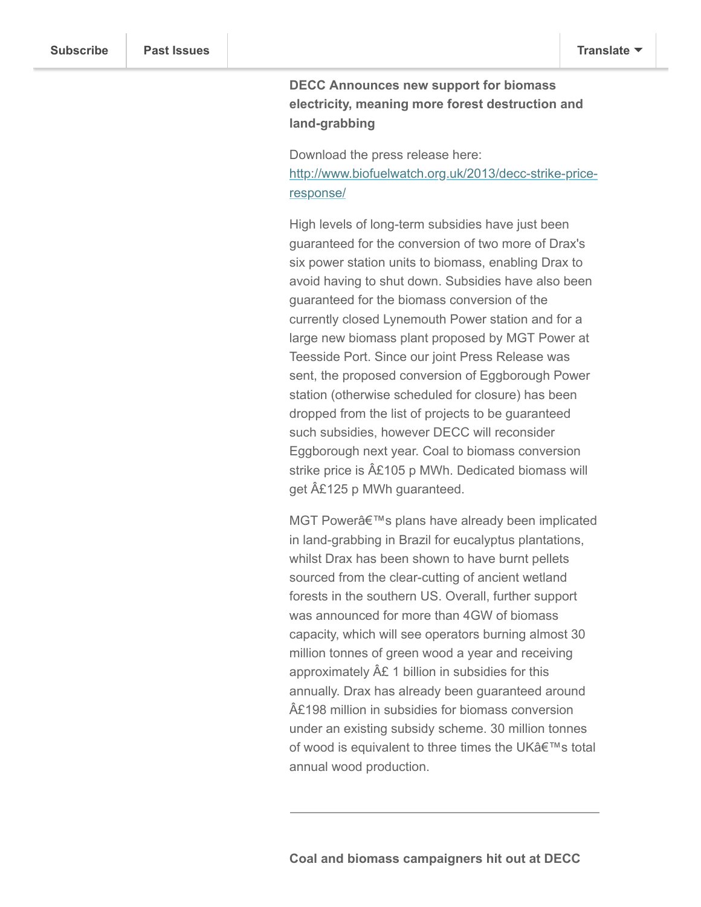**DECC Announces new support for biomass electricity, meaning more forest destruction and land-grabbing**

Download the press release here: [http://www.biofuelwatch.org.uk/2013/decc-strike-price-response/](http://www.biofuelwatch.org.uk/2013/decc-strike-price-response/)

High levels of long-term subsidies have just been guaranteed for the conversion of two more of Drax's six power station units to biomass, enabling Drax to avoid having to shut down. Subsidies have also been guaranteed for the biomass conversion of the currently closed Lynemouth Power station and for a large new biomass plant proposed by MGT Power at Teesside Port. Since our joint Press Release was sent, the proposed conversion of Eggborough Power station (otherwise scheduled for closure) has been dropped from the list of projects to be guaranteed such subsidies, however DECC will reconsider Eggborough next year. Coal to biomass conversion strike price is Â£105 p MWh. Dedicated biomass will get Â£125 p MWh guaranteed.

MGT Powerâ€™s plans have already been implicated in land-grabbing in Brazil for eucalyptus plantations, whilst Drax has been shown to have burnt pellets sourced from the clear-cutting of ancient wetland forests in the southern US. Overall, further support was announced for more than 4GW of biomass capacity, which will see operators burning almost 30 million tonnes of green wood a year and receiving approximately Â£ 1 billion in subsidies for this annually. Drax has already been guaranteed around Â£198 million in subsidies for biomass conversion under an existing subsidy scheme. 30 million tonnes of wood is equivalent to three times the UKâ€™s total annual wood production.

---

**Coal and biomass campaigners hit out at DECC**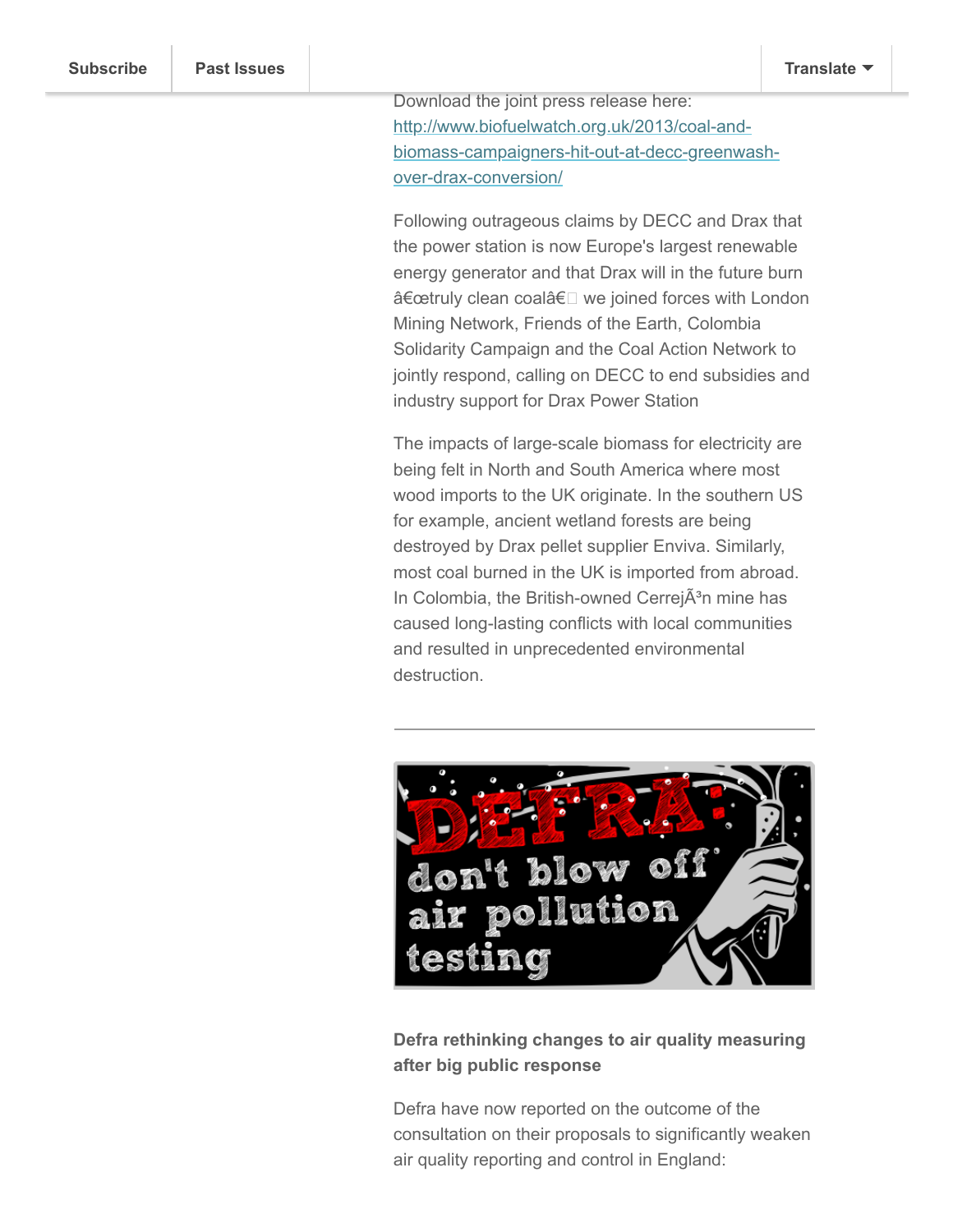Download the joint press release here: [http://www.biofuelwatch.org.uk/2013/coal-and-biomass-campaigners-hit-out-at-decc-greenwash-over-drax-conversion/](http://www.biofuelwatch.org.uk/2013/coal-and-biomass-campaigners-hit-out-at-decc-greenwash-over-drax-conversion/)

Following outrageous claims by DECC and Drax that the power station is now Europe's largest renewable energy generator and that Drax will in the future burn â€œtruly clean coalâ€ we joined forces with London Mining Network, Friends of the Earth, Colombia Solidarity Campaign and the Coal Action Network to jointly respond, calling on DECC to end subsidies and industry support for Drax Power Station

The impacts of large-scale biomass for electricity are being felt in North and South America where most wood imports to the UK originate. In the southern US for example, ancient wetland forests are being destroyed by Drax pellet supplier Enviva. Similarly, most coal burned in the UK is imported from abroad. In Colombia, the British-owned CerrejÃ³n mine has caused long-lasting conflicts with local communities and resulted in unprecedented environmental destruction.

---

DEFRA: don't blow off air pollution testing

**Defra rethinking changes to air quality measuring after big public response**

Defra have now reported on the outcome of the consultation on their proposals to significantly weaken air quality reporting and control in England: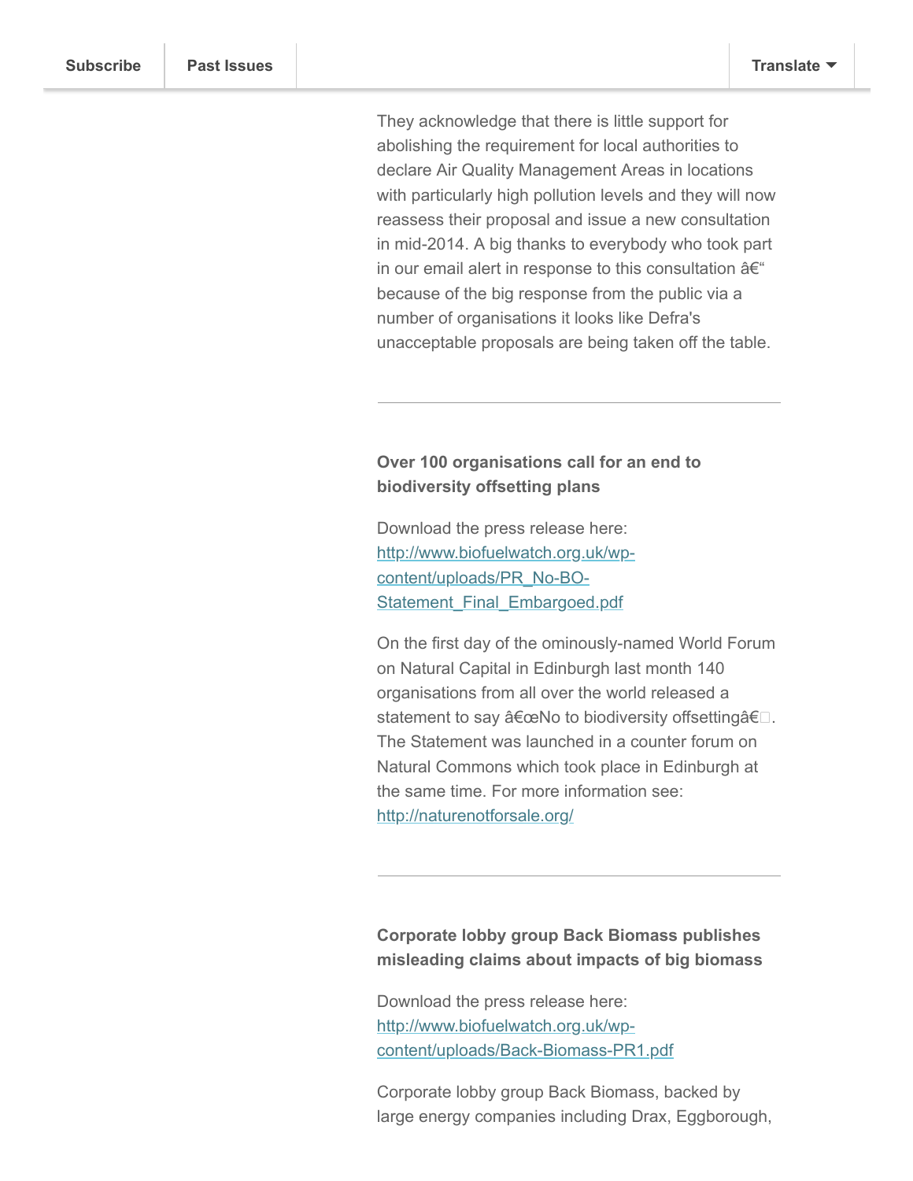They acknowledge that there is little support for abolishing the requirement for local authorities to declare Air Quality Management Areas in locations with particularly high pollution levels and they will now reassess their proposal and issue a new consultation in mid-2014. A big thanks to everybody who took part in our email alert in response to this consultation â€“ because of the big response from the public via a number of organisations it looks like Defra's unacceptable proposals are being taken off the table.

---

**Over 100 organisations call for an end to biodiversity offsetting plans**

Download the press release here: [http://www.biofuelwatch.org.uk/wp-content/uploads/PR_No-BO-Statement_Final_Embargoed.pdf](http://www.biofuelwatch.org.uk/wp-content/uploads/PR_No-BO-Statement_Final_Embargoed.pdf)

On the first day of the ominously-named World Forum on Natural Capital in Edinburgh last month 140 organisations from all over the world released a statement to say â€œNo to biodiversity offsettingâ€. The Statement was launched in a counter forum on Natural Commons which took place in Edinburgh at the same time. For more information see: [http://naturenotforsale.org/](http://naturenotforsale.org/)

---

**Corporate lobby group Back Biomass publishes misleading claims about impacts of big biomass**

Download the press release here: [http://www.biofuelwatch.org.uk/wp-content/uploads/Back-Biomass-PR1.pdf](http://www.biofuelwatch.org.uk/wp-content/uploads/Back-Biomass-PR1.pdf)

Corporate lobby group Back Biomass, backed by large energy companies including Drax, Eggborough,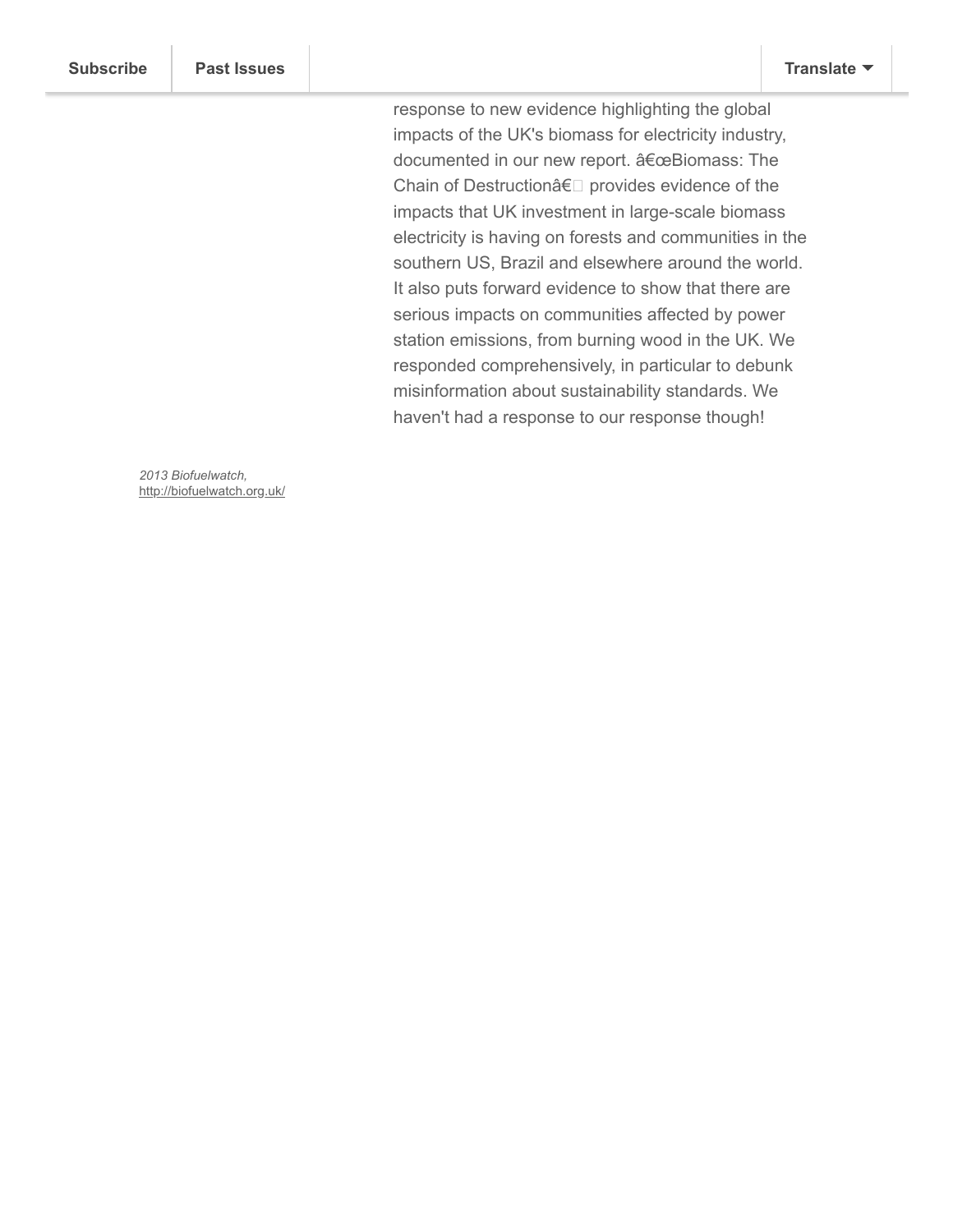response to new evidence highlighting the global impacts of the UK's biomass for electricity industry, documented in our new report. â€œBiomass: The Chain of Destructionâ€ provides evidence of the impacts that UK investment in large-scale biomass electricity is having on forests and communities in the southern US, Brazil and elsewhere around the world. It also puts forward evidence to show that there are serious impacts on communities affected by power station emissions, from burning wood in the UK. We responded comprehensively, in particular to debunk misinformation about sustainability standards. We haven't had a response to our response though!

*2013 Biofuelwatch,*
http://biofuelwatch.org.uk/